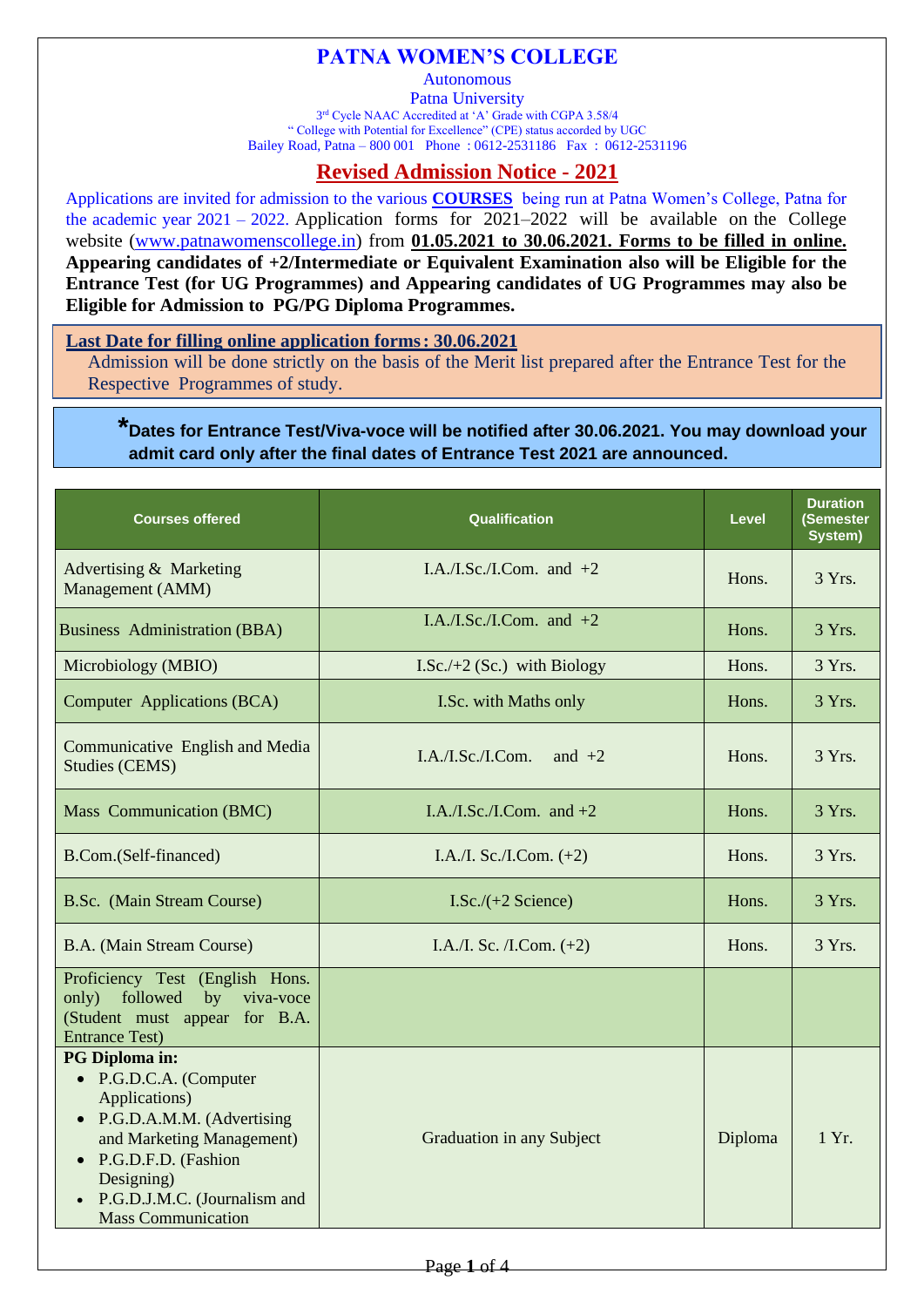# PATNA WOMEN'S COLLEGE

Autonomous

Patna University

3rd Cycle NAAC Accredited at 'A' Grade with CGPA 3.58/4

" College with Potential for Excellence" (CPE) status accorded by UGC

Bailey Road, Patna – 800 001 Phone : 0612-2531186 Fax : 0612-2531196

## Revised Admission Notice - 2021

Applications are invited for admission to the various **COURSES** being run at Patna Women's College, Patna for the academic year 2021 – 2022. Application forms for 2021–2022 will be available on the College website (www.patnawomenscollege.in) from **01.05.2021 to 30.06.2021. Forms to be filled in online. Appearing candidates of +2/Intermediate or Equivalent Examination also will be Eligible for the Entrance Test (for UG Programmes) and Appearing candidates of UG Programmes may also be Eligible for Admission to PG/PG Diploma Programmes.**

**Last Date for filling online application forms : 30.06.2021**

Admission will be done strictly on the basis of the Merit list prepared after the Entrance Test for the Respective Programmes of study.

***Dates for Entrance Test/Viva-voce will be notified after 30.06.2021. You may download your admit card only after the final dates of Entrance Test 2021 are announced.**

| Courses offered | Qualification | Level | Duration (Semester System) |
|---|---|---|---|
| Advertising & Marketing Management (AMM) | I.A./I.Sc./I.Com. and +2 | Hons. | 3 Yrs. |
| Business Administration (BBA) | I.A./I.Sc./I.Com. and +2 | Hons. | 3 Yrs. |
| Microbiology (MBIO) | I.Sc./+2 (Sc.) with Biology | Hons. | 3 Yrs. |
| Computer Applications (BCA) | I.Sc. with Maths only | Hons. | 3 Yrs. |
| Communicative English and Media Studies (CEMS) | I.A./I.Sc./I.Com. and +2 | Hons. | 3 Yrs. |
| Mass Communication (BMC) | I.A./I.Sc./I.Com. and +2 | Hons. | 3 Yrs. |
| B.Com.(Self-financed) | I.A./I. Sc./I.Com. (+2) | Hons. | 3 Yrs. |
| B.Sc. (Main Stream Course) | I.Sc./(+2 Science) | Hons. | 3 Yrs. |
| B.A. (Main Stream Course) | I.A./I. Sc. /I.Com. (+2) | Hons. | 3 Yrs. |
| Proficiency Test (English Hons. only) followed by viva-voce (Student must appear for B.A. Entrance Test) | | | |
| **PG Diploma in:** <br>• P.G.D.C.A. (Computer Applications) <br>• P.G.D.A.M.M. (Advertising and Marketing Management) <br>• P.G.D.F.D. (Fashion Designing) <br>• P.G.D.J.M.C. (Journalism and Mass Communication | Graduation in any Subject | Diploma | 1 Yr. |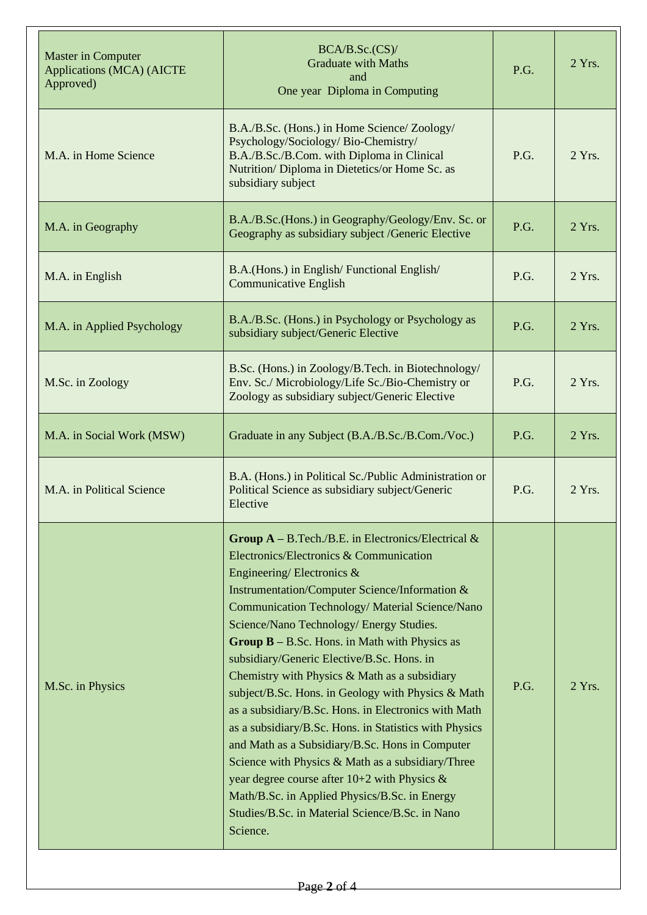| Master in Computer Applications (MCA) (AICTE Approved) | BCA/B.Sc.(CS)/ Graduate with Maths and One year Diploma in Computing | P.G. | 2 Yrs. |
|---|---|---|---|
| M.A. in Home Science | B.A./B.Sc. (Hons.) in Home Science/ Zoology/ Psychology/Sociology/ Bio-Chemistry/ B.A./B.Sc./B.Com. with Diploma in Clinical Nutrition/ Diploma in Dietetics/or Home Sc. as subsidiary subject | P.G. | 2 Yrs. |
| M.A. in Geography | B.A./B.Sc.(Hons.) in Geography/Geology/Env. Sc. or Geography as subsidiary subject /Generic Elective | P.G. | 2 Yrs. |
| M.A. in English | B.A.(Hons.) in English/ Functional English/ Communicative English | P.G. | 2 Yrs. |
| M.A. in Applied Psychology | B.A./B.Sc. (Hons.) in Psychology or Psychology as subsidiary subject/Generic Elective | P.G. | 2 Yrs. |
| M.Sc. in Zoology | B.Sc. (Hons.) in Zoology/B.Tech. in Biotechnology/ Env. Sc./ Microbiology/Life Sc./Bio-Chemistry or Zoology as subsidiary subject/Generic Elective | P.G. | 2 Yrs. |
| M.A. in Social Work (MSW) | Graduate in any Subject (B.A./B.Sc./B.Com./Voc.) | P.G. | 2 Yrs. |
| M.A. in Political Science | B.A. (Hons.) in Political Sc./Public Administration or Political Science as subsidiary subject/Generic Elective | P.G. | 2 Yrs. |
| M.Sc. in Physics | **Group A** – B.Tech./B.E. in Electronics/Electrical & Electronics/Electronics & Communication Engineering/ Electronics & Instrumentation/Computer Science/Information & Communication Technology/ Material Science/Nano Science/Nano Technology/ Energy Studies. **Group B** – B.Sc. Hons. in Math with Physics as subsidiary/Generic Elective/B.Sc. Hons. in Chemistry with Physics & Math as a subsidiary subject/B.Sc. Hons. in Geology with Physics & Math as a subsidiary/B.Sc. Hons. in Electronics with Math as a subsidiary/B.Sc. Hons. in Statistics with Physics and Math as a Subsidiary/B.Sc. Hons in Computer Science with Physics & Math as a subsidiary/Three year degree course after 10+2 with Physics & Math/B.Sc. in Applied Physics/B.Sc. in Energy Studies/B.Sc. in Material Science/B.Sc. in Nano Science. | P.G. | 2 Yrs. |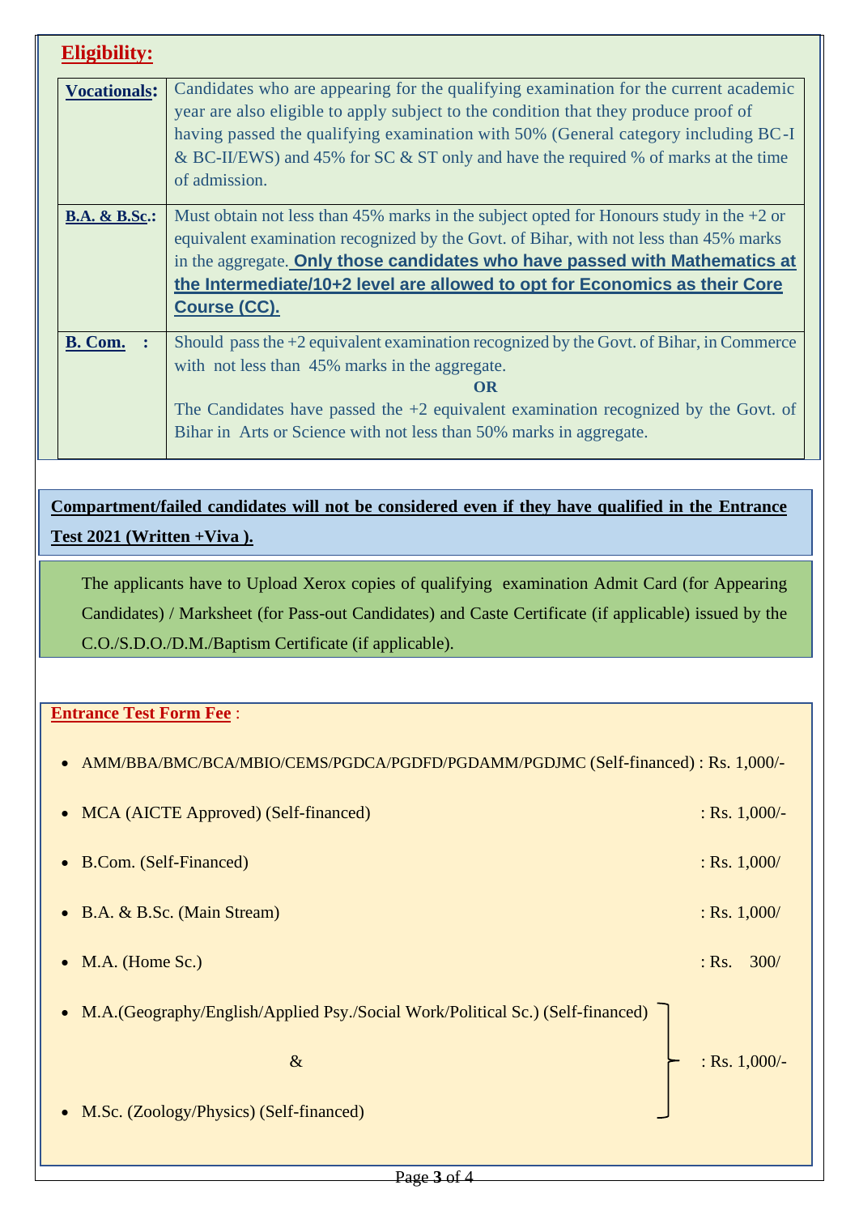## Eligibility:

| **Vocationals**: | Candidates who are appearing for the qualifying examination for the current academic year are also eligible to apply subject to the condition that they produce proof of having passed the qualifying examination with 50% (General category including BC-I & BC-II/EWS) and 45% for SC & ST only and have the required % of marks at the time of admission. |
|---|---|
| **B.A. & B.Sc.**: | Must obtain not less than 45% marks in the subject opted for Honours study in the +2 or equivalent examination recognized by the Govt. of Bihar, with not less than 45% marks in the aggregate. **Only those candidates who have passed with Mathematics at the Intermediate/10+2 level are allowed to opt for Economics as their Core Course (CC).** |
| **B. Com.** : | Should pass the +2 equivalent examination recognized by the Govt. of Bihar, in Commerce with not less than 45% marks in the aggregate. **OR** The Candidates have passed the +2 equivalent examination recognized by the Govt. of Bihar in Arts or Science with not less than 50% marks in aggregate. |

**Compartment/failed candidates will not be considered even if they have qualified in the Entrance Test 2021 (Written +Viva ).**

The applicants have to Upload Xerox copies of qualifying examination Admit Card (for Appearing Candidates) / Marksheet (for Pass-out Candidates) and Caste Certificate (if applicable) issued by the C.O./S.D.O./D.M./Baptism Certificate (if applicable).

**Entrance Test Form Fee** :

- AMM/BBA/BMC/BCA/MBIO/CEMS/PGDCA/PGDFD/PGDAMM/PGDJMC (Self-financed) : Rs. 1,000/-
- MCA (AICTE Approved) (Self-financed) : Rs. 1,000/-
- B.Com. (Self-Financed) : Rs. 1,000/
- B.A. & B.Sc. (Main Stream) : Rs. 1,000/
- M.A. (Home Sc.) : Rs. 300/
- M.A.(Geography/English/Applied Psy./Social Work/Political Sc.) (Self-financed) & M.Sc. (Zoology/Physics) (Self-financed) : Rs. 1,000/-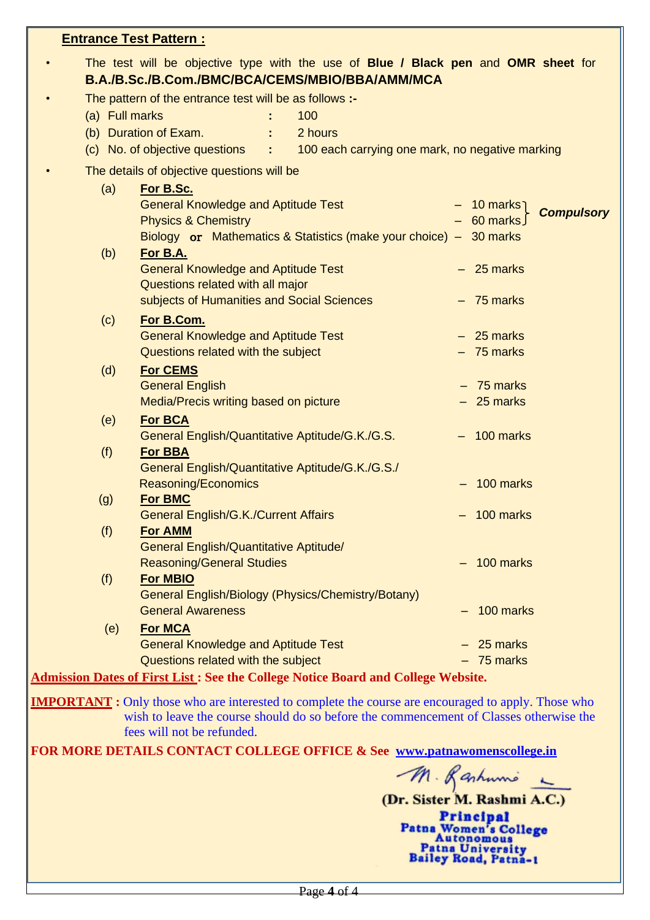## Entrance Test Pattern :

- The test will be objective type with the use of **Blue / Black pen** and **OMR sheet** for **B.A./B.Sc./B.Com./BMC/BCA/CEMS/MBIO/BBA/AMM/MCA**
- The pattern of the entrance test will be as follows **:-**
  - (a) Full marks : 100
  - (b) Duration of Exam. : 2 hours
  - (c) No. of objective questions : 100 each carrying one mark, no negative marking
- The details of objective questions will be

(a) **For B.Sc.**
- General Knowledge and Aptitude Test – 10 marks } ***Compulsory***
- Physics & Chemistry – 60 marks } ***Compulsory***
- Biology **or** Mathematics & Statistics (make your choice) – 30 marks

(b) **For B.A.**
- General Knowledge and Aptitude Test – 25 marks
- Questions related with all major subjects of Humanities and Social Sciences – 75 marks

(c) **For B.Com.**
- General Knowledge and Aptitude Test – 25 marks
- Questions related with the subject – 75 marks

(d) **For CEMS**
- General English – 75 marks
- Media/Precis writing based on picture – 25 marks

(e) **For BCA**
- General English/Quantitative Aptitude/G.K./G.S. – 100 marks

(f) **For BBA**
- General English/Quantitative Aptitude/G.K./G.S./ Reasoning/Economics – 100 marks

(g) **For BMC**
- General English/G.K./Current Affairs – 100 marks

(f) **For AMM**
- General English/Quantitative Aptitude/ Reasoning/General Studies – 100 marks

(f) **For MBIO**
- General English/Biology (Physics/Chemistry/Botany) General Awareness – 100 marks

(e) **For MCA**
- General Knowledge and Aptitude Test – 25 marks
- Questions related with the subject – 75 marks

**Admission Dates of First List : See the College Notice Board and College Website.**

**IMPORTANT :** Only those who are interested to complete the course are encouraged to apply. Those who wish to leave the course should do so before the commencement of Classes otherwise the fees will not be refunded.

**FOR MORE DETAILS CONTACT COLLEGE OFFICE & See www.patnawomenscollege.in**

M. Rashmi

**(Dr. Sister M. Rashmi A.C.)**
**Principal**
**Patna Women's College**
**Autonomous**
**Patna University**
**Bailey Road, Patna-1**